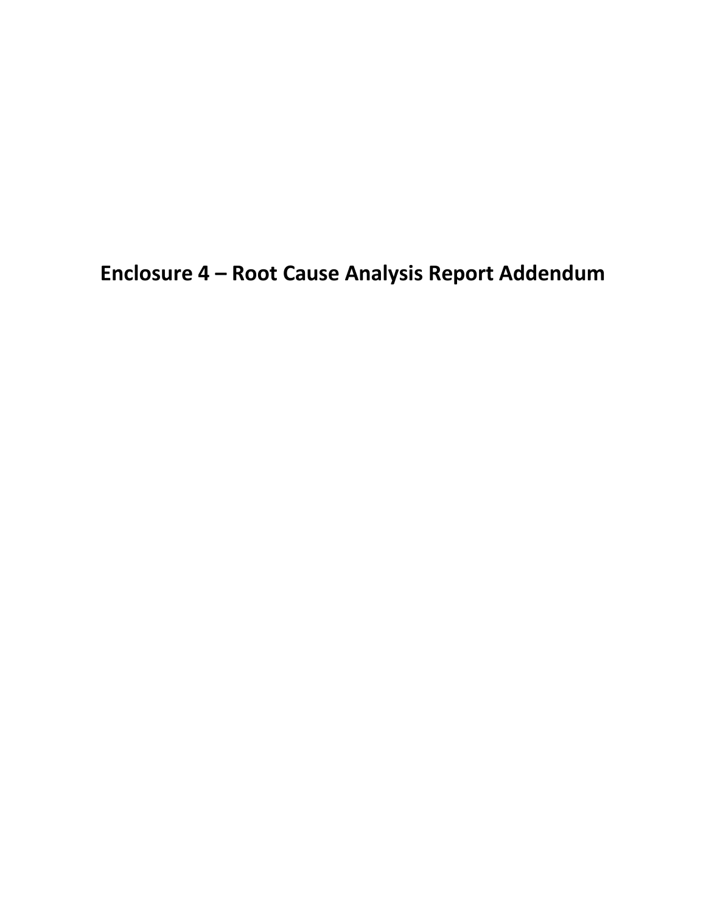# Enclosure 4 – Root Cause Analysis Report Addendum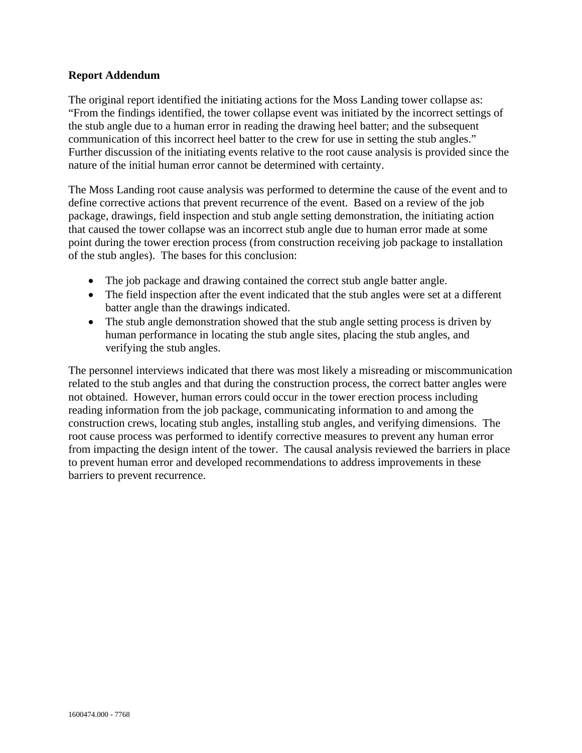**Report Addendum**

The original report identified the initiating actions for the Moss Landing tower collapse as: "From the findings identified, the tower collapse event was initiated by the incorrect settings of the stub angle due to a human error in reading the drawing heel batter; and the subsequent communication of this incorrect heel batter to the crew for use in setting the stub angles." Further discussion of the initiating events relative to the root cause analysis is provided since the nature of the initial human error cannot be determined with certainty.

The Moss Landing root cause analysis was performed to determine the cause of the event and to define corrective actions that prevent recurrence of the event. Based on a review of the job package, drawings, field inspection and stub angle setting demonstration, the initiating action that caused the tower collapse was an incorrect stub angle due to human error made at some point during the tower erection process (from construction receiving job package to installation of the stub angles). The bases for this conclusion:

- The job package and drawing contained the correct stub angle batter angle.
- The field inspection after the event indicated that the stub angles were set at a different batter angle than the drawings indicated.
- The stub angle demonstration showed that the stub angle setting process is driven by human performance in locating the stub angle sites, placing the stub angles, and verifying the stub angles.

The personnel interviews indicated that there was most likely a misreading or miscommunication related to the stub angles and that during the construction process, the correct batter angles were not obtained. However, human errors could occur in the tower erection process including reading information from the job package, communicating information to and among the construction crews, locating stub angles, installing stub angles, and verifying dimensions. The root cause process was performed to identify corrective measures to prevent any human error from impacting the design intent of the tower. The causal analysis reviewed the barriers in place to prevent human error and developed recommendations to address improvements in these barriers to prevent recurrence.